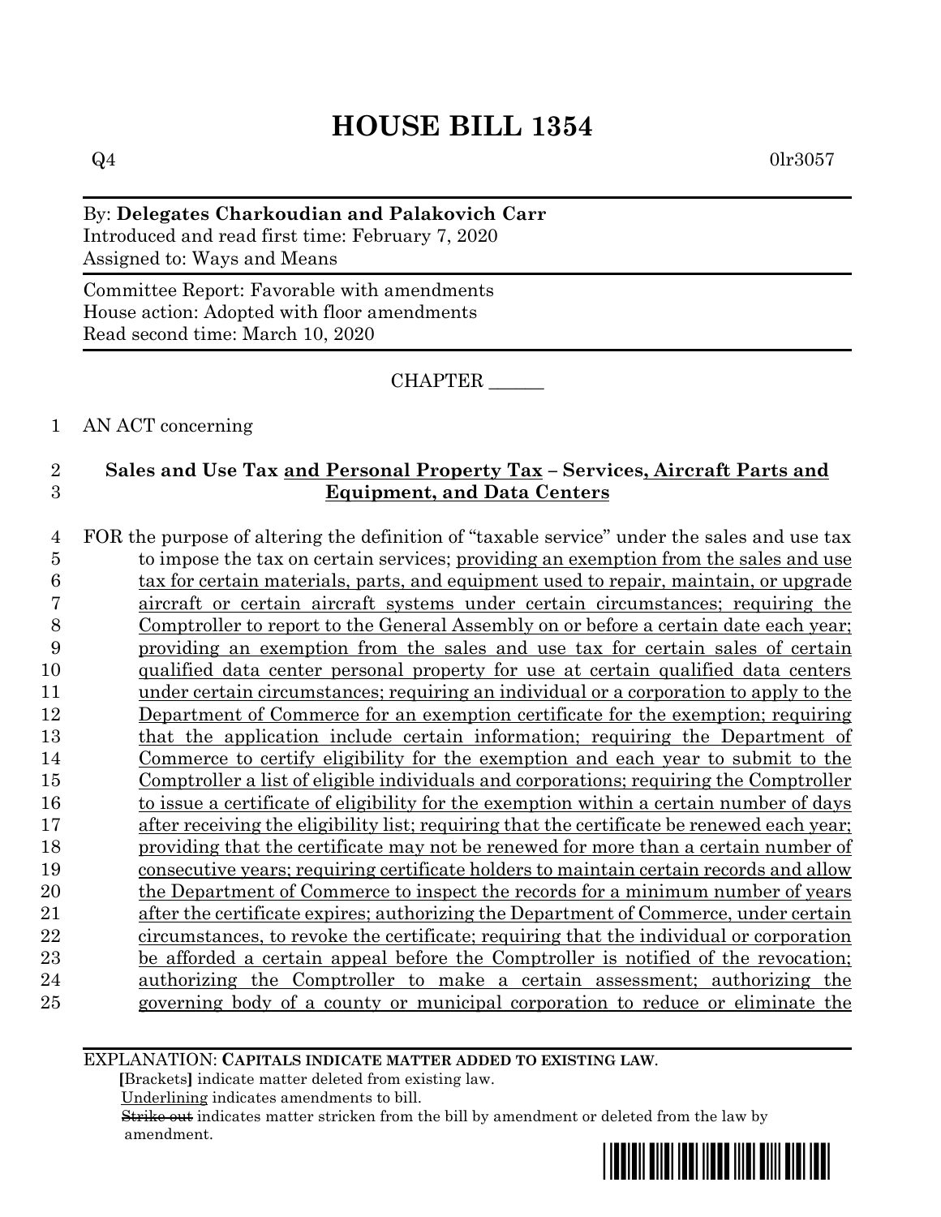# HOUSE BILL 1354

Q4 0lr3057

By: **Delegates Charkoudian and Palakovich Carr**
Introduced and read first time: February 7, 2020
Assigned to: Ways and Means

Committee Report: Favorable with amendments
House action: Adopted with floor amendments
Read second time: March 10, 2020

CHAPTER ______

AN ACT concerning

**Sales and Use Tax and Personal Property Tax – Services, Aircraft Parts and Equipment, and Data Centers**

FOR the purpose of altering the definition of "taxable service" under the sales and use tax to impose the tax on certain services; providing an exemption from the sales and use tax for certain materials, parts, and equipment used to repair, maintain, or upgrade aircraft or certain aircraft systems under certain circumstances; requiring the Comptroller to report to the General Assembly on or before a certain date each year; providing an exemption from the sales and use tax for certain sales of certain qualified data center personal property for use at certain qualified data centers under certain circumstances; requiring an individual or a corporation to apply to the Department of Commerce for an exemption certificate for the exemption; requiring that the application include certain information; requiring the Department of Commerce to certify eligibility for the exemption and each year to submit to the Comptroller a list of eligible individuals and corporations; requiring the Comptroller to issue a certificate of eligibility for the exemption within a certain number of days after receiving the eligibility list; requiring that the certificate be renewed each year; providing that the certificate may not be renewed for more than a certain number of consecutive years; requiring certificate holders to maintain certain records and allow the Department of Commerce to inspect the records for a minimum number of years after the certificate expires; authorizing the Department of Commerce, under certain circumstances, to revoke the certificate; requiring that the individual or corporation be afforded a certain appeal before the Comptroller is notified of the revocation; authorizing the Comptroller to make a certain assessment; authorizing the governing body of a county or municipal corporation to reduce or eliminate the

EXPLANATION: **CAPITALS INDICATE MATTER ADDED TO EXISTING LAW.**
**[**Brackets**]** indicate matter deleted from existing law.
Underlining indicates amendments to bill.
~~Strike out~~ indicates matter stricken from the bill by amendment or deleted from the law by amendment.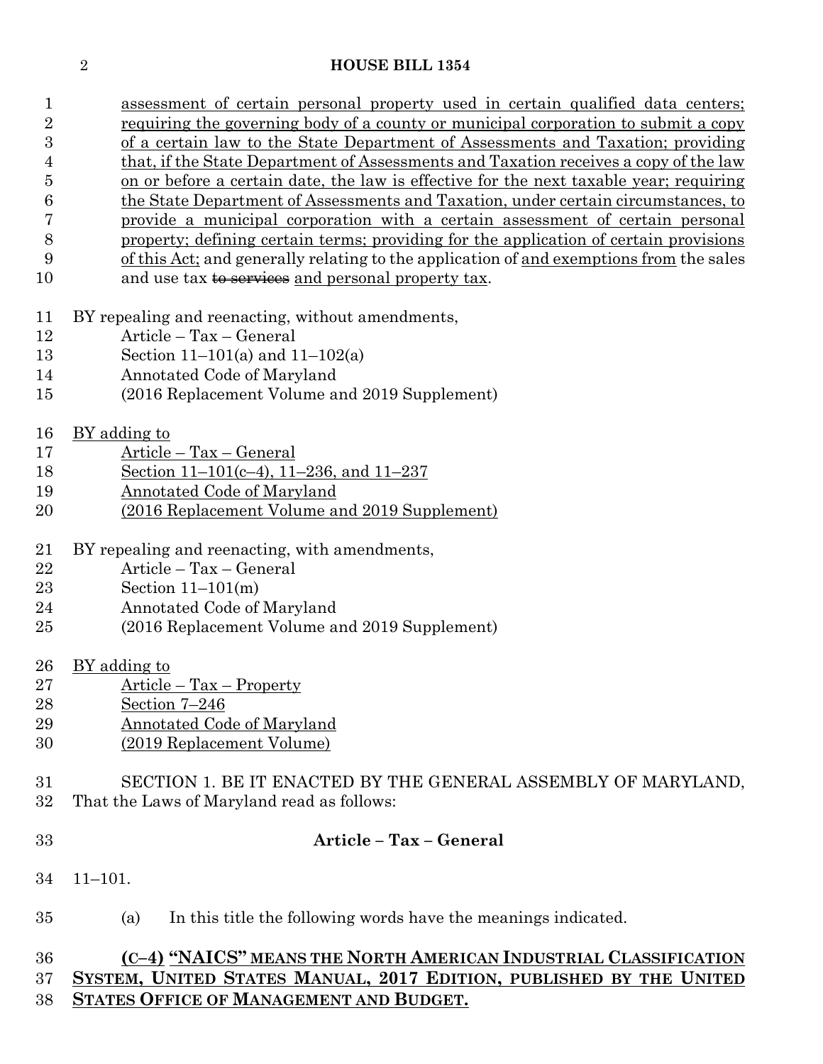assessment of certain personal property used in certain qualified data centers; requiring the governing body of a county or municipal corporation to submit a copy of a certain law to the State Department of Assessments and Taxation; providing that, if the State Department of Assessments and Taxation receives a copy of the law on or before a certain date, the law is effective for the next taxable year; requiring the State Department of Assessments and Taxation, under certain circumstances, to provide a municipal corporation with a certain assessment of certain personal property; defining certain terms; providing for the application of certain provisions of this Act; and generally relating to the application of and exemptions from the sales and use tax ~~to services~~ and personal property tax.

BY repealing and reenacting, without amendments,
Article – Tax – General
Section 11–101(a) and 11–102(a)
Annotated Code of Maryland
(2016 Replacement Volume and 2019 Supplement)

BY adding to
Article – Tax – General
Section 11–101(c–4), 11–236, and 11–237
Annotated Code of Maryland
(2016 Replacement Volume and 2019 Supplement)

BY repealing and reenacting, with amendments,
Article – Tax – General
Section 11–101(m)
Annotated Code of Maryland
(2016 Replacement Volume and 2019 Supplement)

BY adding to
Article – Tax – Property
Section 7–246
Annotated Code of Maryland
(2019 Replacement Volume)

SECTION 1. BE IT ENACTED BY THE GENERAL ASSEMBLY OF MARYLAND, That the Laws of Maryland read as follows:

**Article – Tax – General**

11–101.

(a) In this title the following words have the meanings indicated.

**(C–4) "NAICS" MEANS THE NORTH AMERICAN INDUSTRIAL CLASSIFICATION SYSTEM, UNITED STATES MANUAL, 2017 EDITION, PUBLISHED BY THE UNITED STATES OFFICE OF MANAGEMENT AND BUDGET.**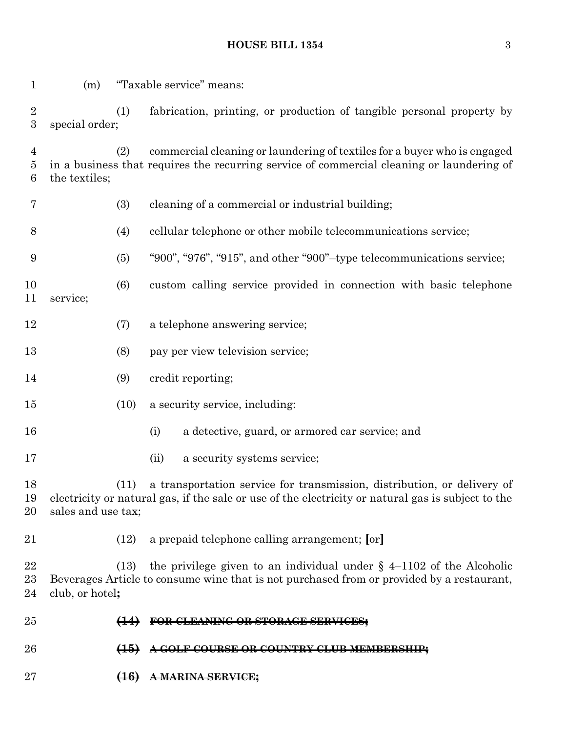(m) "Taxable service" means:

(1) fabrication, printing, or production of tangible personal property by special order;

(2) commercial cleaning or laundering of textiles for a buyer who is engaged in a business that requires the recurring service of commercial cleaning or laundering of the textiles;

(3) cleaning of a commercial or industrial building;

(4) cellular telephone or other mobile telecommunications service;

(5) "900", "976", "915", and other "900"–type telecommunications service;

(6) custom calling service provided in connection with basic telephone service;

(7) a telephone answering service;

(8) pay per view television service;

(9) credit reporting;

(10) a security service, including:

(i) a detective, guard, or armored car service; and

(ii) a security systems service;

(11) a transportation service for transmission, distribution, or delivery of electricity or natural gas, if the sale or use of the electricity or natural gas is subject to the sales and use tax;

(12) a prepaid telephone calling arrangement; **[**or**]**

(13) the privilege given to an individual under § 4–1102 of the Alcoholic Beverages Article to consume wine that is not purchased from or provided by a restaurant, club, or hotel**;**

~~**(14) FOR CLEANING OR STORAGE SERVICES;**~~

~~**(15) A GOLF COURSE OR COUNTRY CLUB MEMBERSHIP;**~~

~~**(16) A MARINA SERVICE;**~~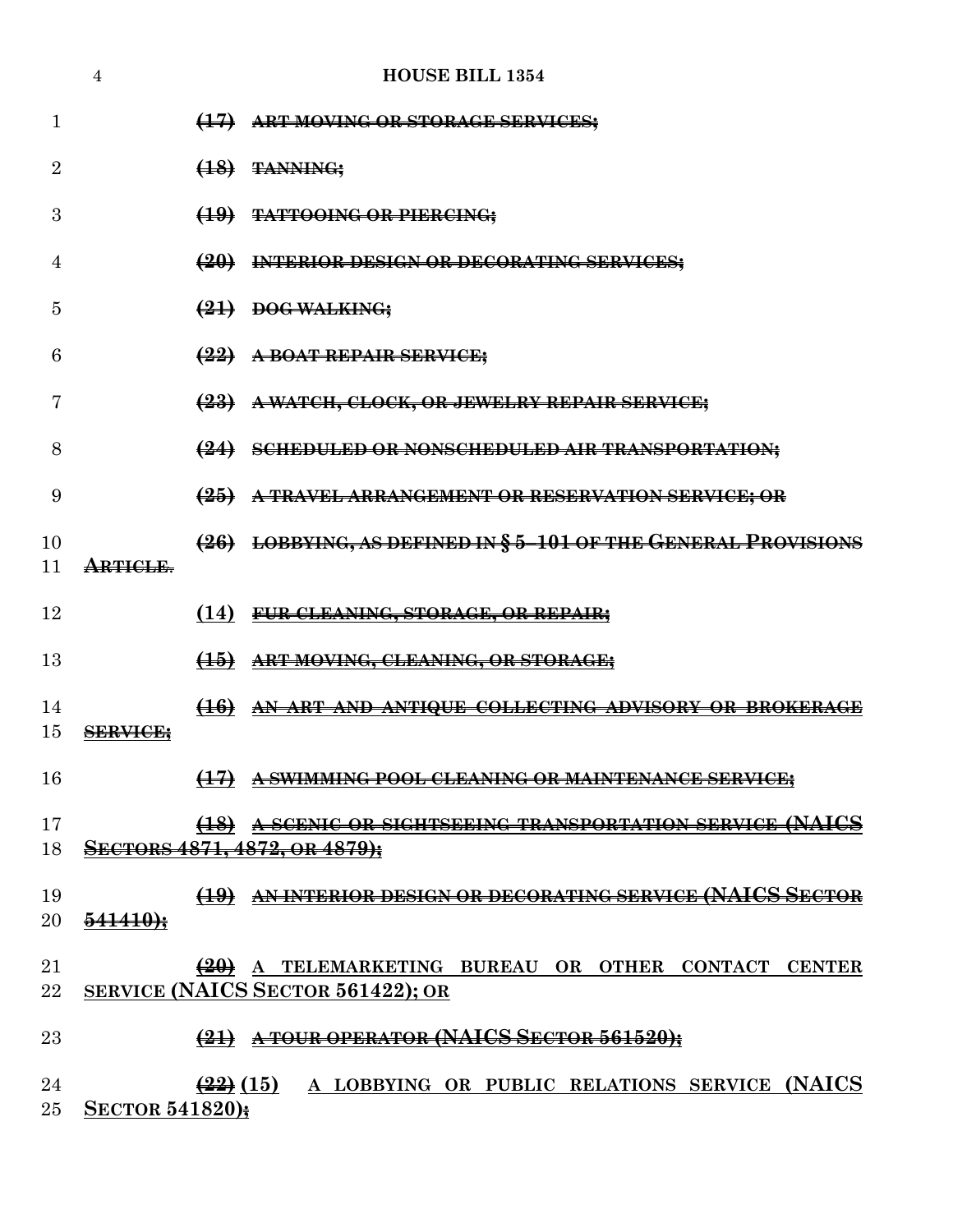(17) ~~ART MOVING OR STORAGE SERVICES;~~

(18) ~~TANNING;~~

(19) ~~TATTOOING OR PIERCING;~~

(20) ~~INTERIOR DESIGN OR DECORATING SERVICES;~~

(21) ~~DOG WALKING;~~

(22) ~~A BOAT REPAIR SERVICE;~~

(23) ~~A WATCH, CLOCK, OR JEWELRY REPAIR SERVICE;~~

(24) ~~SCHEDULED OR NONSCHEDULED AIR TRANSPORTATION;~~

(25) ~~A TRAVEL ARRANGEMENT OR RESERVATION SERVICE; OR~~

(26) ~~LOBBYING, AS DEFINED IN § 5–101 OF THE GENERAL PROVISIONS ARTICLE.~~

**(14)** ~~FUR CLEANING, STORAGE, OR REPAIR;~~

~~(15)~~ ~~ART MOVING, CLEANING, OR STORAGE;~~

~~(16)~~ ~~AN ART AND ANTIQUE COLLECTING ADVISORY OR BROKERAGE SERVICE;~~

~~(17)~~ ~~A SWIMMING POOL CLEANING OR MAINTENANCE SERVICE;~~

~~(18)~~ ~~A SCENIC OR SIGHTSEEING TRANSPORTATION SERVICE (NAICS SECTORS 4871, 4872, OR 4879);~~

~~(19)~~ ~~AN INTERIOR DESIGN OR DECORATING SERVICE (NAICS SECTOR 541410);~~

~~(20)~~ **A TELEMARKETING BUREAU OR OTHER CONTACT CENTER SERVICE (NAICS SECTOR 561422); OR**

~~(21)~~ ~~A TOUR OPERATOR (NAICS SECTOR 561520);~~

~~(22)~~ **(15)** **A LOBBYING OR PUBLIC RELATIONS SERVICE (NAICS SECTOR 541820)**~~;~~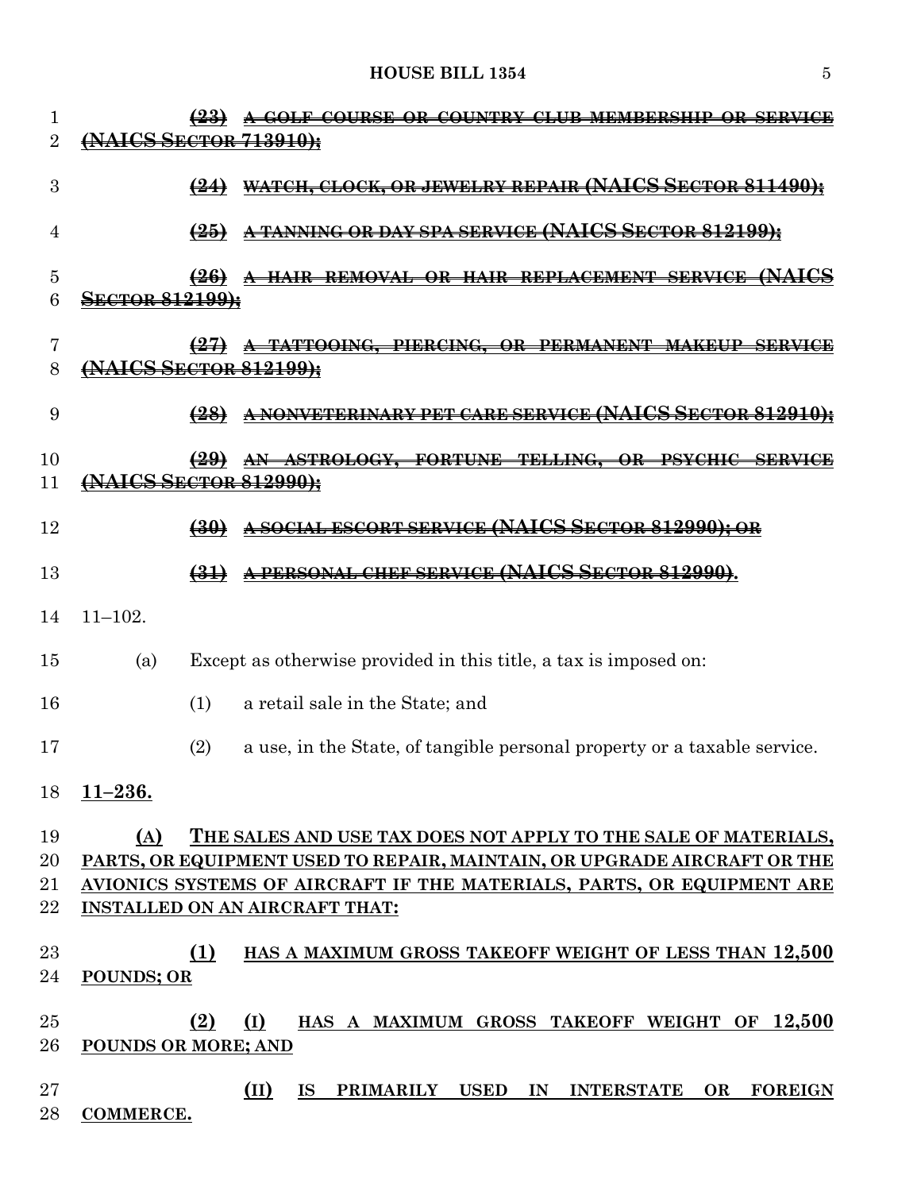~~(23) A GOLF COURSE OR COUNTRY CLUB MEMBERSHIP OR SERVICE (NAICS SECTOR 713910);~~

~~(24) WATCH, CLOCK, OR JEWELRY REPAIR (NAICS SECTOR 811490);~~

~~(25) A TANNING OR DAY SPA SERVICE (NAICS SECTOR 812199);~~

~~(26) A HAIR REMOVAL OR HAIR REPLACEMENT SERVICE (NAICS SECTOR 812199);~~

~~(27) A TATTOOING, PIERCING, OR PERMANENT MAKEUP SERVICE (NAICS SECTOR 812199);~~

~~(28) A NONVETERINARY PET CARE SERVICE (NAICS SECTOR 812910);~~

~~(29) AN ASTROLOGY, FORTUNE TELLING, OR PSYCHIC SERVICE (NAICS SECTOR 812990);~~

~~(30) A SOCIAL ESCORT SERVICE (NAICS SECTOR 812990); OR~~

~~(31) A PERSONAL CHEF SERVICE (NAICS SECTOR 812990)~~.

11–102.

(a) Except as otherwise provided in this title, a tax is imposed on:

(1) a retail sale in the State; and

(2) a use, in the State, of tangible personal property or a taxable service.

<u>**11–236.**</u>

<u>**(A) THE SALES AND USE TAX DOES NOT APPLY TO THE SALE OF MATERIALS, PARTS, OR EQUIPMENT USED TO REPAIR, MAINTAIN, OR UPGRADE AIRCRAFT OR THE AVIONICS SYSTEMS OF AIRCRAFT IF THE MATERIALS, PARTS, OR EQUIPMENT ARE INSTALLED ON AN AIRCRAFT THAT:**</u>

<u>**(1) HAS A MAXIMUM GROSS TAKEOFF WEIGHT OF LESS THAN 12,500 POUNDS; OR**</u>

<u>**(2) (I) HAS A MAXIMUM GROSS TAKEOFF WEIGHT OF 12,500 POUNDS OR MORE; AND**</u>

<u>**(II) IS PRIMARILY USED IN INTERSTATE OR FOREIGN COMMERCE.**</u>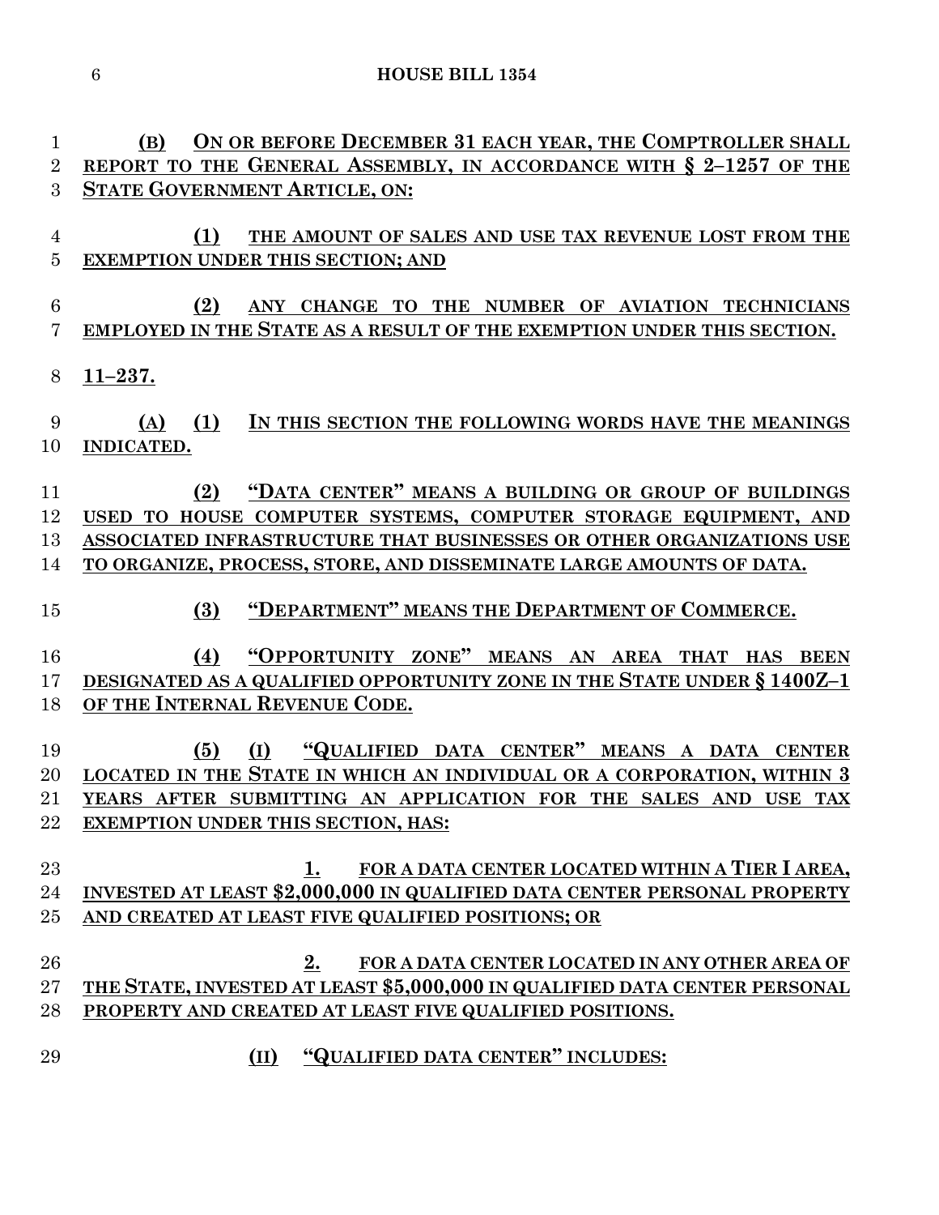(B) ON OR BEFORE DECEMBER 31 EACH YEAR, THE COMPTROLLER SHALL REPORT TO THE GENERAL ASSEMBLY, IN ACCORDANCE WITH § 2–1257 OF THE STATE GOVERNMENT ARTICLE, ON:

(1) THE AMOUNT OF SALES AND USE TAX REVENUE LOST FROM THE EXEMPTION UNDER THIS SECTION; AND

(2) ANY CHANGE TO THE NUMBER OF AVIATION TECHNICIANS EMPLOYED IN THE STATE AS A RESULT OF THE EXEMPTION UNDER THIS SECTION.

11–237.

(A) (1) IN THIS SECTION THE FOLLOWING WORDS HAVE THE MEANINGS INDICATED.

(2) "DATA CENTER" MEANS A BUILDING OR GROUP OF BUILDINGS USED TO HOUSE COMPUTER SYSTEMS, COMPUTER STORAGE EQUIPMENT, AND ASSOCIATED INFRASTRUCTURE THAT BUSINESSES OR OTHER ORGANIZATIONS USE TO ORGANIZE, PROCESS, STORE, AND DISSEMINATE LARGE AMOUNTS OF DATA.

(3) "DEPARTMENT" MEANS THE DEPARTMENT OF COMMERCE.

(4) "OPPORTUNITY ZONE" MEANS AN AREA THAT HAS BEEN DESIGNATED AS A QUALIFIED OPPORTUNITY ZONE IN THE STATE UNDER § 1400Z–1 OF THE INTERNAL REVENUE CODE.

(5) (I) "QUALIFIED DATA CENTER" MEANS A DATA CENTER LOCATED IN THE STATE IN WHICH AN INDIVIDUAL OR A CORPORATION, WITHIN 3 YEARS AFTER SUBMITTING AN APPLICATION FOR THE SALES AND USE TAX EXEMPTION UNDER THIS SECTION, HAS:

1. FOR A DATA CENTER LOCATED WITHIN A TIER I AREA, INVESTED AT LEAST $2,000,000 IN QUALIFIED DATA CENTER PERSONAL PROPERTY AND CREATED AT LEAST FIVE QUALIFIED POSITIONS; OR

2. FOR A DATA CENTER LOCATED IN ANY OTHER AREA OF THE STATE, INVESTED AT LEAST $5,000,000 IN QUALIFIED DATA CENTER PERSONAL PROPERTY AND CREATED AT LEAST FIVE QUALIFIED POSITIONS.

(II) "QUALIFIED DATA CENTER" INCLUDES: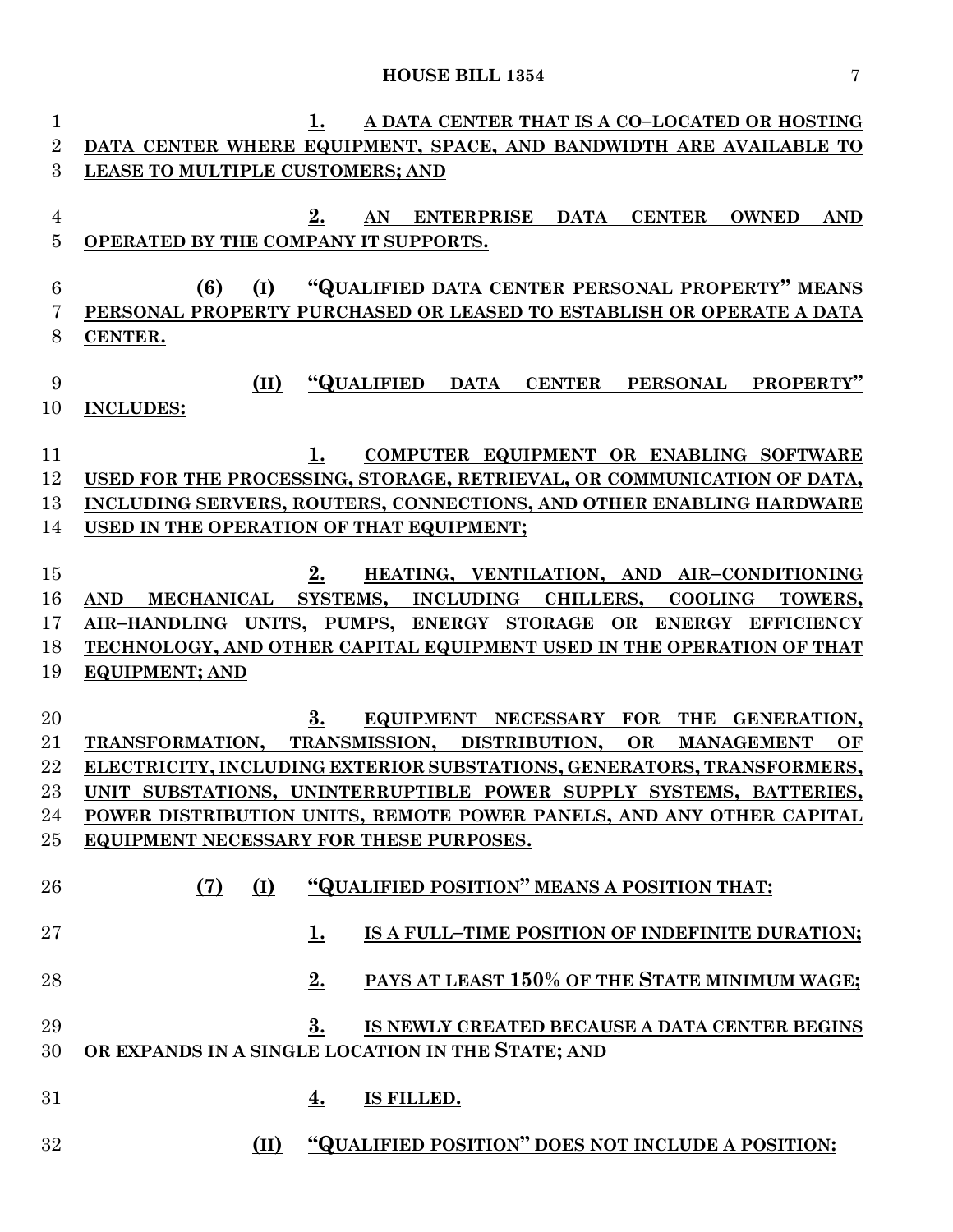1. A DATA CENTER THAT IS A CO–LOCATED OR HOSTING DATA CENTER WHERE EQUIPMENT, SPACE, AND BANDWIDTH ARE AVAILABLE TO LEASE TO MULTIPLE CUSTOMERS; AND

2. AN ENTERPRISE DATA CENTER OWNED AND OPERATED BY THE COMPANY IT SUPPORTS.

(6) (I) "QUALIFIED DATA CENTER PERSONAL PROPERTY" MEANS PERSONAL PROPERTY PURCHASED OR LEASED TO ESTABLISH OR OPERATE A DATA CENTER.

(II) "QUALIFIED DATA CENTER PERSONAL PROPERTY" INCLUDES:

1. COMPUTER EQUIPMENT OR ENABLING SOFTWARE USED FOR THE PROCESSING, STORAGE, RETRIEVAL, OR COMMUNICATION OF DATA, INCLUDING SERVERS, ROUTERS, CONNECTIONS, AND OTHER ENABLING HARDWARE USED IN THE OPERATION OF THAT EQUIPMENT;

2. HEATING, VENTILATION, AND AIR–CONDITIONING AND MECHANICAL SYSTEMS, INCLUDING CHILLERS, COOLING TOWERS, AIR–HANDLING UNITS, PUMPS, ENERGY STORAGE OR ENERGY EFFICIENCY TECHNOLOGY, AND OTHER CAPITAL EQUIPMENT USED IN THE OPERATION OF THAT EQUIPMENT; AND

3. EQUIPMENT NECESSARY FOR THE GENERATION, TRANSFORMATION, TRANSMISSION, DISTRIBUTION, OR MANAGEMENT OF ELECTRICITY, INCLUDING EXTERIOR SUBSTATIONS, GENERATORS, TRANSFORMERS, UNIT SUBSTATIONS, UNINTERRUPTIBLE POWER SUPPLY SYSTEMS, BATTERIES, POWER DISTRIBUTION UNITS, REMOTE POWER PANELS, AND ANY OTHER CAPITAL EQUIPMENT NECESSARY FOR THESE PURPOSES.

(7) (I) "QUALIFIED POSITION" MEANS A POSITION THAT:

1. IS A FULL–TIME POSITION OF INDEFINITE DURATION;

2. PAYS AT LEAST 150% OF THE STATE MINIMUM WAGE;

3. IS NEWLY CREATED BECAUSE A DATA CENTER BEGINS OR EXPANDS IN A SINGLE LOCATION IN THE STATE; AND

4. IS FILLED.

(II) "QUALIFIED POSITION" DOES NOT INCLUDE A POSITION: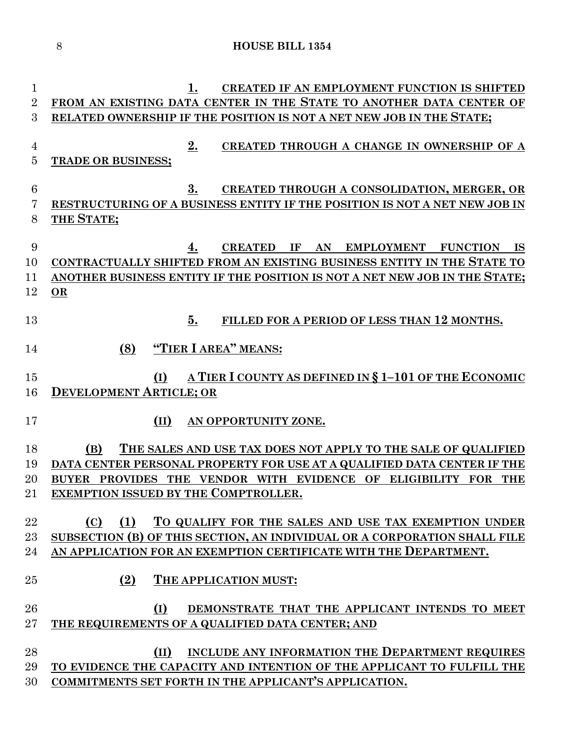1. CREATED IF AN EMPLOYMENT FUNCTION IS SHIFTED FROM AN EXISTING DATA CENTER IN THE STATE TO ANOTHER DATA CENTER OF RELATED OWNERSHIP IF THE POSITION IS NOT A NET NEW JOB IN THE STATE;

2. CREATED THROUGH A CHANGE IN OWNERSHIP OF A TRADE OR BUSINESS;

3. CREATED THROUGH A CONSOLIDATION, MERGER, OR RESTRUCTURING OF A BUSINESS ENTITY IF THE POSITION IS NOT A NET NEW JOB IN THE STATE;

4. CREATED IF AN EMPLOYMENT FUNCTION IS CONTRACTUALLY SHIFTED FROM AN EXISTING BUSINESS ENTITY IN THE STATE TO ANOTHER BUSINESS ENTITY IF THE POSITION IS NOT A NET NEW JOB IN THE STATE; OR

5. FILLED FOR A PERIOD OF LESS THAN 12 MONTHS.

(8) "TIER I AREA" MEANS:

(I) A TIER I COUNTY AS DEFINED IN § 1–101 OF THE ECONOMIC DEVELOPMENT ARTICLE; OR

(II) AN OPPORTUNITY ZONE.

(B) THE SALES AND USE TAX DOES NOT APPLY TO THE SALE OF QUALIFIED DATA CENTER PERSONAL PROPERTY FOR USE AT A QUALIFIED DATA CENTER IF THE BUYER PROVIDES THE VENDOR WITH EVIDENCE OF ELIGIBILITY FOR THE EXEMPTION ISSUED BY THE COMPTROLLER.

(C) (1) TO QUALIFY FOR THE SALES AND USE TAX EXEMPTION UNDER SUBSECTION (B) OF THIS SECTION, AN INDIVIDUAL OR A CORPORATION SHALL FILE AN APPLICATION FOR AN EXEMPTION CERTIFICATE WITH THE DEPARTMENT.

(2) THE APPLICATION MUST:

(I) DEMONSTRATE THAT THE APPLICANT INTENDS TO MEET THE REQUIREMENTS OF A QUALIFIED DATA CENTER; AND

(II) INCLUDE ANY INFORMATION THE DEPARTMENT REQUIRES TO EVIDENCE THE CAPACITY AND INTENTION OF THE APPLICANT TO FULFILL THE COMMITMENTS SET FORTH IN THE APPLICANT'S APPLICATION.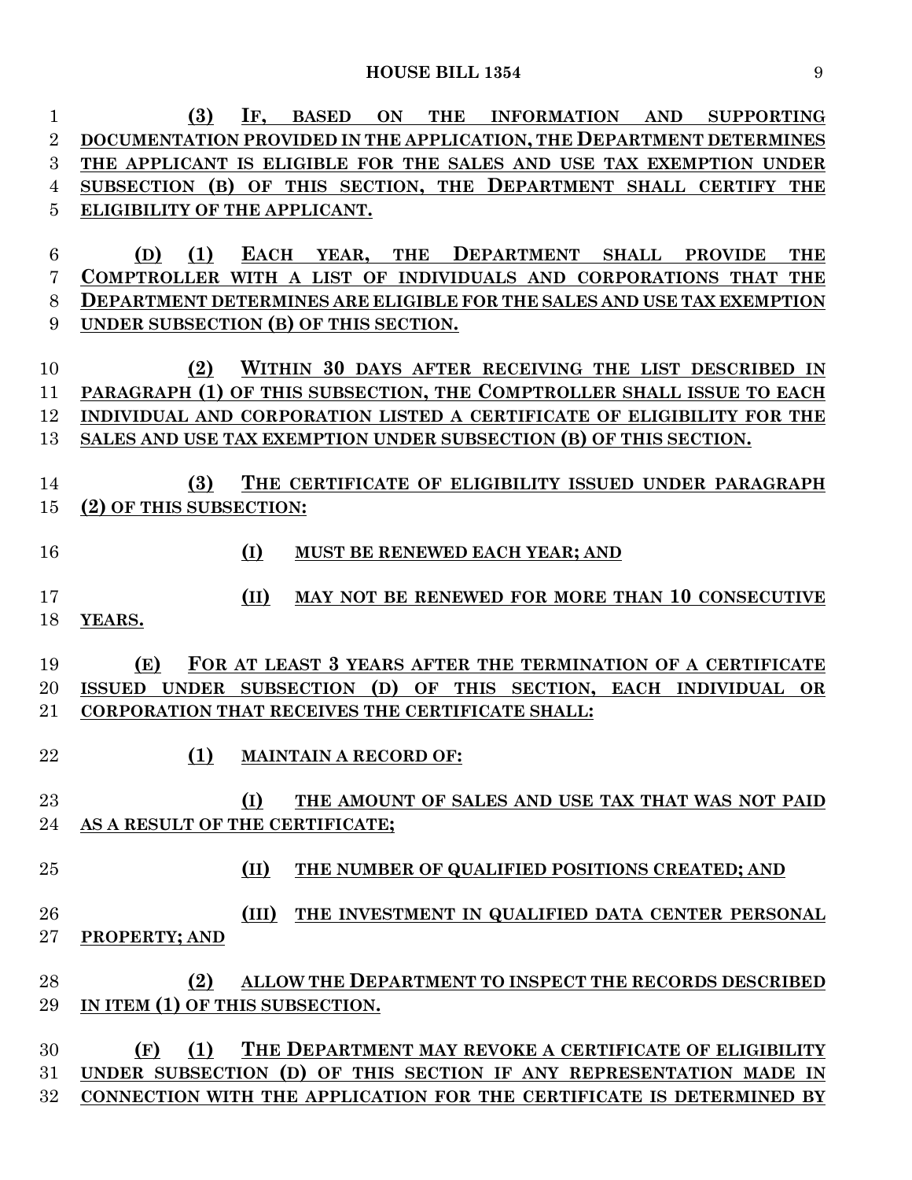**(3) IF, BASED ON THE INFORMATION AND SUPPORTING DOCUMENTATION PROVIDED IN THE APPLICATION, THE DEPARTMENT DETERMINES THE APPLICANT IS ELIGIBLE FOR THE SALES AND USE TAX EXEMPTION UNDER SUBSECTION (B) OF THIS SECTION, THE DEPARTMENT SHALL CERTIFY THE ELIGIBILITY OF THE APPLICANT.**

**(D) (1) EACH YEAR, THE DEPARTMENT SHALL PROVIDE THE COMPTROLLER WITH A LIST OF INDIVIDUALS AND CORPORATIONS THAT THE DEPARTMENT DETERMINES ARE ELIGIBLE FOR THE SALES AND USE TAX EXEMPTION UNDER SUBSECTION (B) OF THIS SECTION.**

**(2) WITHIN 30 DAYS AFTER RECEIVING THE LIST DESCRIBED IN PARAGRAPH (1) OF THIS SUBSECTION, THE COMPTROLLER SHALL ISSUE TO EACH INDIVIDUAL AND CORPORATION LISTED A CERTIFICATE OF ELIGIBILITY FOR THE SALES AND USE TAX EXEMPTION UNDER SUBSECTION (B) OF THIS SECTION.**

**(3) THE CERTIFICATE OF ELIGIBILITY ISSUED UNDER PARAGRAPH (2) OF THIS SUBSECTION:**

**(I) MUST BE RENEWED EACH YEAR; AND**

**(II) MAY NOT BE RENEWED FOR MORE THAN 10 CONSECUTIVE YEARS.**

**(E) FOR AT LEAST 3 YEARS AFTER THE TERMINATION OF A CERTIFICATE ISSUED UNDER SUBSECTION (D) OF THIS SECTION, EACH INDIVIDUAL OR CORPORATION THAT RECEIVES THE CERTIFICATE SHALL:**

**(1) MAINTAIN A RECORD OF:**

**(I) THE AMOUNT OF SALES AND USE TAX THAT WAS NOT PAID AS A RESULT OF THE CERTIFICATE;**

**(II) THE NUMBER OF QUALIFIED POSITIONS CREATED; AND**

**(III) THE INVESTMENT IN QUALIFIED DATA CENTER PERSONAL PROPERTY; AND**

**(2) ALLOW THE DEPARTMENT TO INSPECT THE RECORDS DESCRIBED IN ITEM (1) OF THIS SUBSECTION.**

**(F) (1) THE DEPARTMENT MAY REVOKE A CERTIFICATE OF ELIGIBILITY UNDER SUBSECTION (D) OF THIS SECTION IF ANY REPRESENTATION MADE IN CONNECTION WITH THE APPLICATION FOR THE CERTIFICATE IS DETERMINED BY**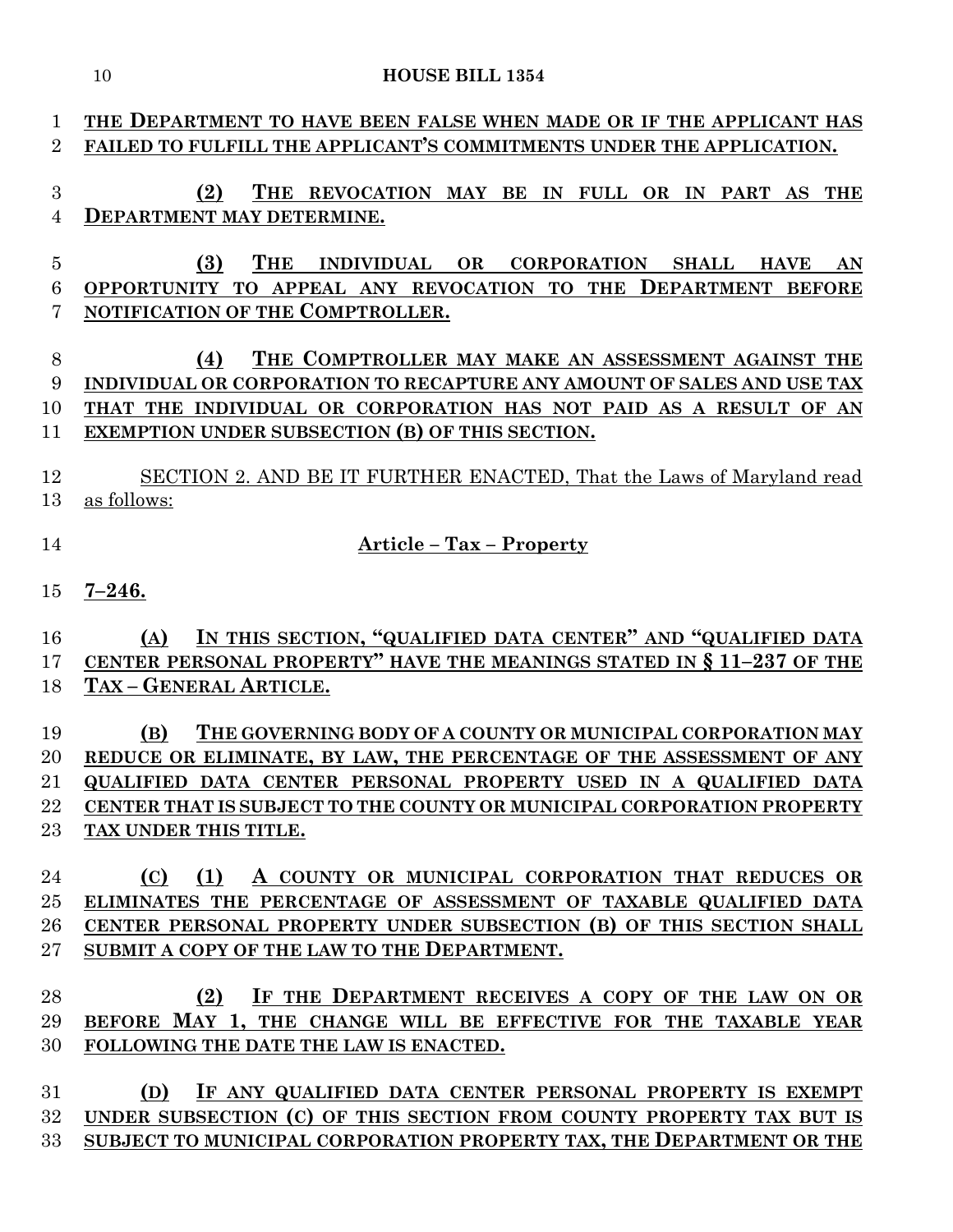**THE DEPARTMENT TO HAVE BEEN FALSE WHEN MADE OR IF THE APPLICANT HAS FAILED TO FULFILL THE APPLICANT'S COMMITMENTS UNDER THE APPLICATION.**

**(2) THE REVOCATION MAY BE IN FULL OR IN PART AS THE DEPARTMENT MAY DETERMINE.**

**(3) THE INDIVIDUAL OR CORPORATION SHALL HAVE AN OPPORTUNITY TO APPEAL ANY REVOCATION TO THE DEPARTMENT BEFORE NOTIFICATION OF THE COMPTROLLER.**

**(4) THE COMPTROLLER MAY MAKE AN ASSESSMENT AGAINST THE INDIVIDUAL OR CORPORATION TO RECAPTURE ANY AMOUNT OF SALES AND USE TAX THAT THE INDIVIDUAL OR CORPORATION HAS NOT PAID AS A RESULT OF AN EXEMPTION UNDER SUBSECTION (B) OF THIS SECTION.**

SECTION 2. AND BE IT FURTHER ENACTED, That the Laws of Maryland read as follows:

**Article – Tax – Property**

**7–246.**

**(A) IN THIS SECTION, "QUALIFIED DATA CENTER" AND "QUALIFIED DATA CENTER PERSONAL PROPERTY" HAVE THE MEANINGS STATED IN § 11–237 OF THE TAX – GENERAL ARTICLE.**

**(B) THE GOVERNING BODY OF A COUNTY OR MUNICIPAL CORPORATION MAY REDUCE OR ELIMINATE, BY LAW, THE PERCENTAGE OF THE ASSESSMENT OF ANY QUALIFIED DATA CENTER PERSONAL PROPERTY USED IN A QUALIFIED DATA CENTER THAT IS SUBJECT TO THE COUNTY OR MUNICIPAL CORPORATION PROPERTY TAX UNDER THIS TITLE.**

**(C) (1) A COUNTY OR MUNICIPAL CORPORATION THAT REDUCES OR ELIMINATES THE PERCENTAGE OF ASSESSMENT OF TAXABLE QUALIFIED DATA CENTER PERSONAL PROPERTY UNDER SUBSECTION (B) OF THIS SECTION SHALL SUBMIT A COPY OF THE LAW TO THE DEPARTMENT.**

**(2) IF THE DEPARTMENT RECEIVES A COPY OF THE LAW ON OR BEFORE MAY 1, THE CHANGE WILL BE EFFECTIVE FOR THE TAXABLE YEAR FOLLOWING THE DATE THE LAW IS ENACTED.**

**(D) IF ANY QUALIFIED DATA CENTER PERSONAL PROPERTY IS EXEMPT UNDER SUBSECTION (C) OF THIS SECTION FROM COUNTY PROPERTY TAX BUT IS SUBJECT TO MUNICIPAL CORPORATION PROPERTY TAX, THE DEPARTMENT OR THE**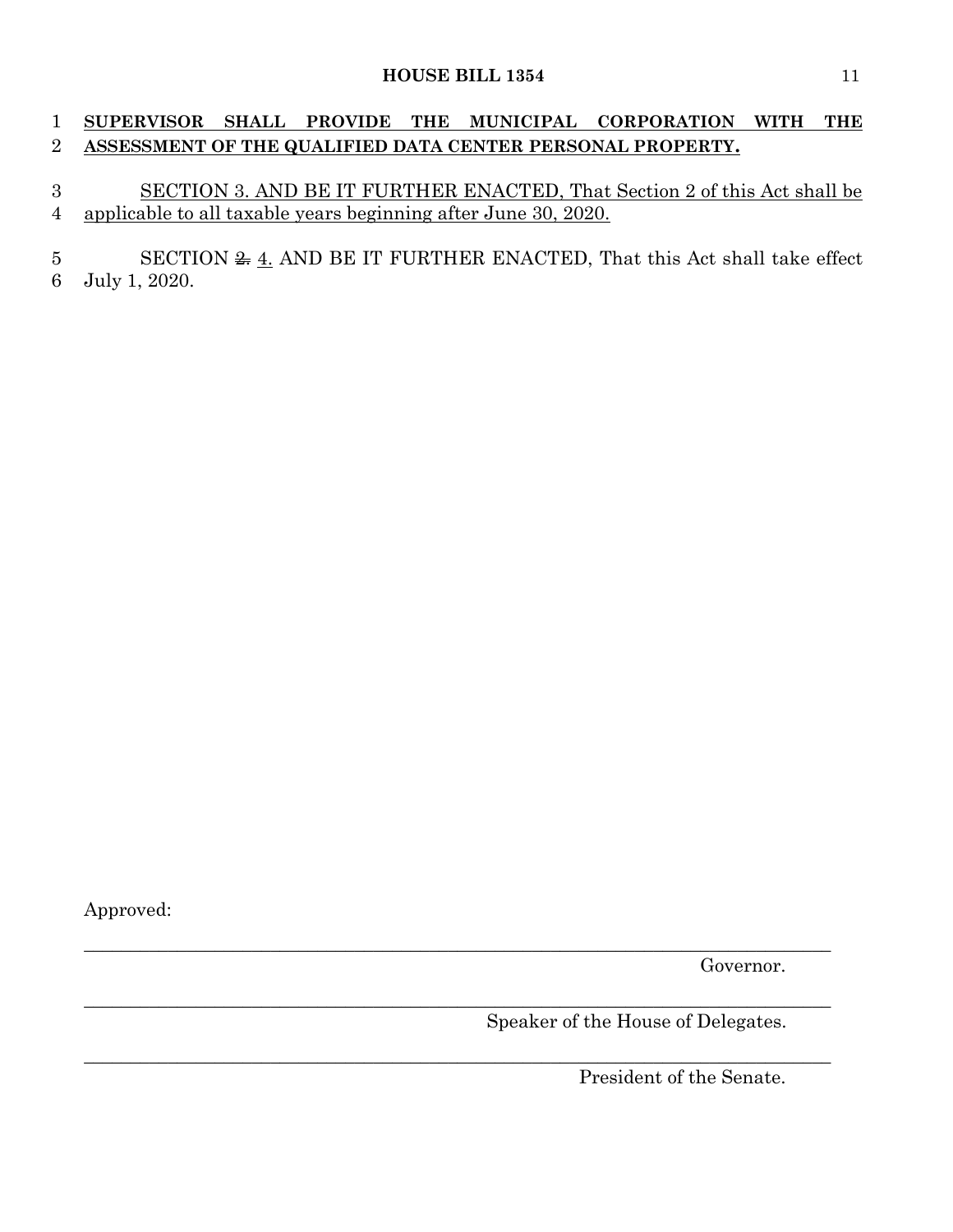**SUPERVISOR SHALL PROVIDE THE MUNICIPAL CORPORATION WITH THE ASSESSMENT OF THE QUALIFIED DATA CENTER PERSONAL PROPERTY.**

SECTION 3. AND BE IT FURTHER ENACTED, That Section 2 of this Act shall be applicable to all taxable years beginning after June 30, 2020.

SECTION ~~2.~~ 4. AND BE IT FURTHER ENACTED, That this Act shall take effect July 1, 2020.

Approved:

\_\_\_\_\_\_\_\_\_\_\_\_\_\_\_\_\_\_\_\_\_\_\_\_\_\_\_\_\_\_\_\_\_\_\_\_\_\_\_\_\_\_\_\_\_\_\_\_

Governor.

\_\_\_\_\_\_\_\_\_\_\_\_\_\_\_\_\_\_\_\_\_\_\_\_\_\_\_\_\_\_\_\_\_\_\_\_\_\_\_\_\_\_\_\_\_\_\_\_

Speaker of the House of Delegates.

\_\_\_\_\_\_\_\_\_\_\_\_\_\_\_\_\_\_\_\_\_\_\_\_\_\_\_\_\_\_\_\_\_\_\_\_\_\_\_\_\_\_\_\_\_\_\_\_

President of the Senate.